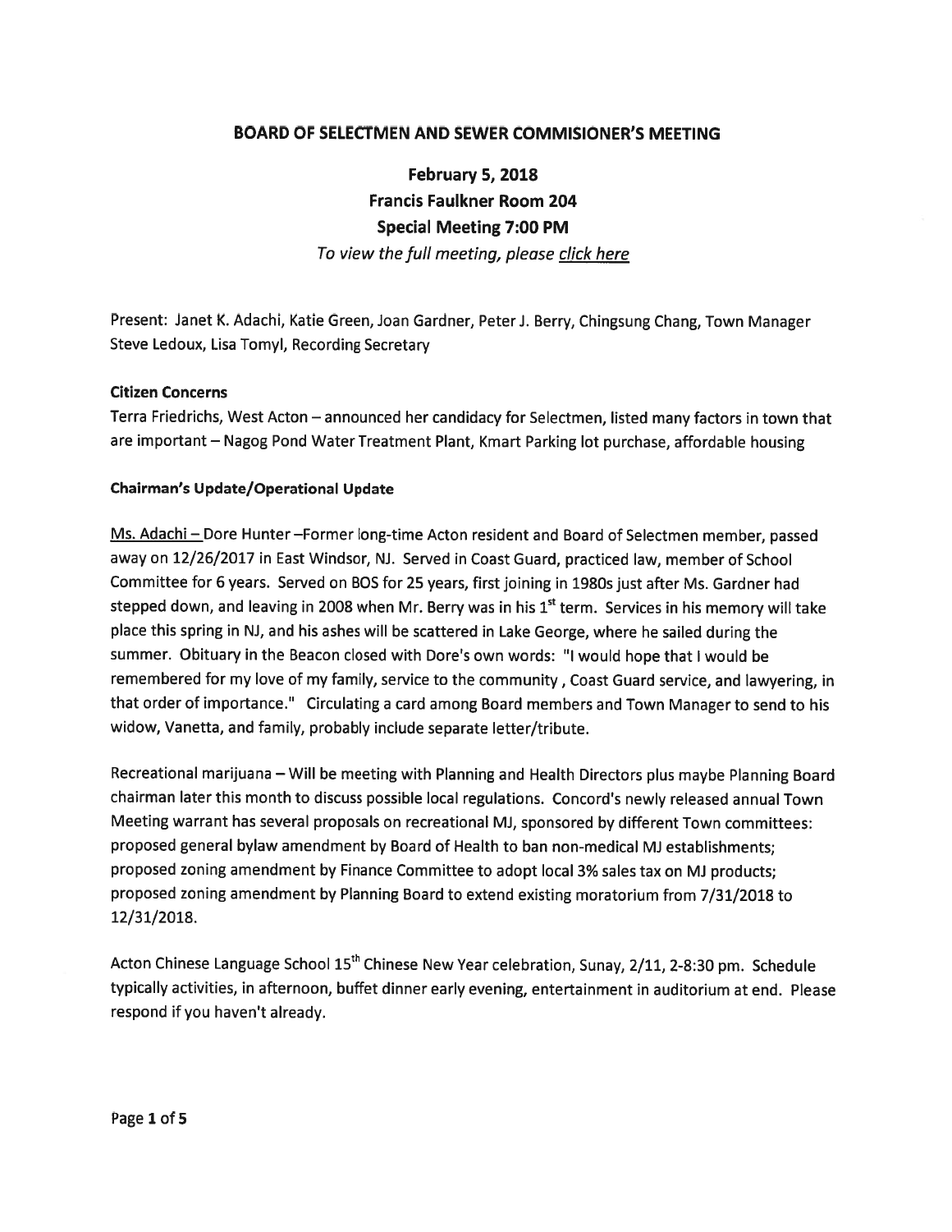# BOARD OF SELECTMEN AND SEWER COMMISIONER'S MEETING

## February 5, 2018
## Francis Faulkner Room 204
## Special Meeting 7:00 PM

*To view the full meeting, please click here*

Present: Janet K. Adachi, Katie Green, Joan Gardner, Peter J. Berry, Chingsung Chang, Town Manager Steve Ledoux, Lisa Tomyl, Recording Secretary

**Citizen Concerns**

Terra Friedrichs, West Acton – announced her candidacy for Selectmen, listed many factors in town that are important – Nagog Pond Water Treatment Plant, Kmart Parking lot purchase, affordable housing

**Chairman's Update/Operational Update**

Ms. Adachi – Dore Hunter –Former long-time Acton resident and Board of Selectmen member, passed away on 12/26/2017 in East Windsor, NJ. Served in Coast Guard, practiced law, member of School Committee for 6 years. Served on BOS for 25 years, first joining in 1980s just after Ms. Gardner had stepped down, and leaving in 2008 when Mr. Berry was in his 1st term. Services in his memory will take place this spring in NJ, and his ashes will be scattered in Lake George, where he sailed during the summer. Obituary in the Beacon closed with Dore's own words: "I would hope that I would be remembered for my love of my family, service to the community , Coast Guard service, and lawyering, in that order of importance." Circulating a card among Board members and Town Manager to send to his widow, Vanetta, and family, probably include separate letter/tribute.

Recreational marijuana – Will be meeting with Planning and Health Directors plus maybe Planning Board chairman later this month to discuss possible local regulations. Concord's newly released annual Town Meeting warrant has several proposals on recreational MJ, sponsored by different Town committees: proposed general bylaw amendment by Board of Health to ban non-medical MJ establishments; proposed zoning amendment by Finance Committee to adopt local 3% sales tax on MJ products; proposed zoning amendment by Planning Board to extend existing moratorium from 7/31/2018 to 12/31/2018.

Acton Chinese Language School 15th Chinese New Year celebration, Sunay, 2/11, 2-8:30 pm. Schedule typically activities, in afternoon, buffet dinner early evening, entertainment in auditorium at end. Please respond if you haven't already.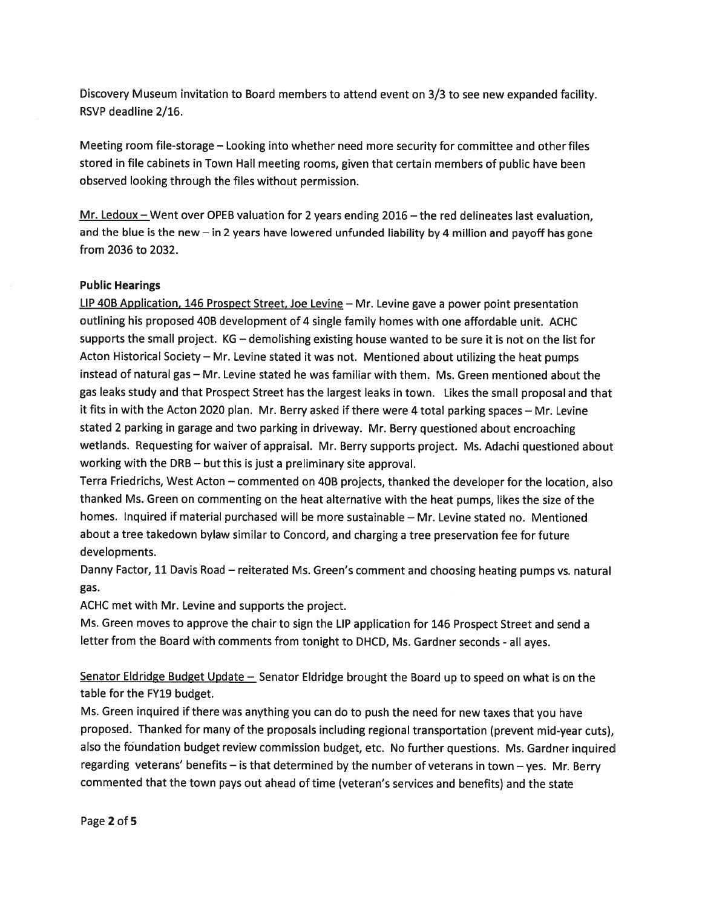Discovery Museum invitation to Board members to attend event on 3/3 to see new expanded facility. RSVP deadline 2/16.

Meeting room file-storage – Looking into whether need more security for committee and other files stored in file cabinets in Town Hall meeting rooms, given that certain members of public have been observed looking through the files without permission.

Mr. Ledoux – Went over OPEB valuation for 2 years ending 2016 – the red delineates last evaluation, and the blue is the new – in 2 years have lowered unfunded liability by 4 million and payoff has gone from 2036 to 2032.

**Public Hearings**

LIP 40B Application, 146 Prospect Street, Joe Levine – Mr. Levine gave a power point presentation outlining his proposed 40B development of 4 single family homes with one affordable unit. ACHC supports the small project. KG – demolishing existing house wanted to be sure it is not on the list for Acton Historical Society – Mr. Levine stated it was not. Mentioned about utilizing the heat pumps instead of natural gas – Mr. Levine stated he was familiar with them. Ms. Green mentioned about the gas leaks study and that Prospect Street has the largest leaks in town. Likes the small proposal and that it fits in with the Acton 2020 plan. Mr. Berry asked if there were 4 total parking spaces – Mr. Levine stated 2 parking in garage and two parking in driveway. Mr. Berry questioned about encroaching wetlands. Requesting for waiver of appraisal. Mr. Berry supports project. Ms. Adachi questioned about working with the DRB – but this is just a preliminary site approval.

Terra Friedrichs, West Acton – commented on 40B projects, thanked the developer for the location, also thanked Ms. Green on commenting on the heat alternative with the heat pumps, likes the size of the homes. Inquired if material purchased will be more sustainable – Mr. Levine stated no. Mentioned about a tree takedown bylaw similar to Concord, and charging a tree preservation fee for future developments.

Danny Factor, 11 Davis Road – reiterated Ms. Green's comment and choosing heating pumps vs. natural gas.

ACHC met with Mr. Levine and supports the project.

Ms. Green moves to approve the chair to sign the LIP application for 146 Prospect Street and send a letter from the Board with comments from tonight to DHCD, Ms. Gardner seconds - all ayes.

Senator Eldridge Budget Update – Senator Eldridge brought the Board up to speed on what is on the table for the FY19 budget.

Ms. Green inquired if there was anything you can do to push the need for new taxes that you have proposed. Thanked for many of the proposals including regional transportation (prevent mid-year cuts), also the foundation budget review commission budget, etc. No further questions. Ms. Gardner inquired regarding veterans' benefits – is that determined by the number of veterans in town – yes. Mr. Berry commented that the town pays out ahead of time (veteran's services and benefits) and the state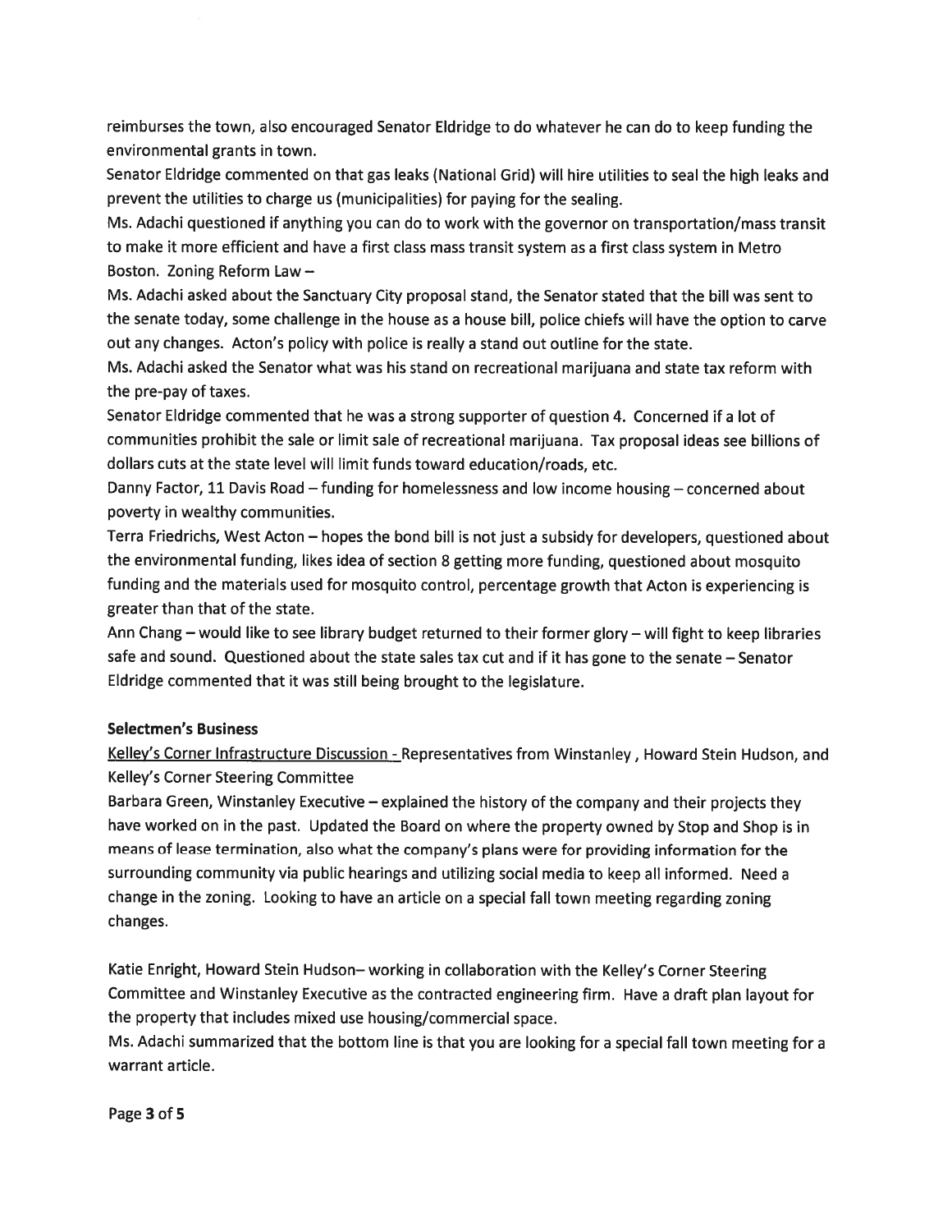reimburses the town, also encouraged Senator Eldridge to do whatever he can do to keep funding the environmental grants in town.

Senator Eldridge commented on that gas leaks (National Grid) will hire utilities to seal the high leaks and prevent the utilities to charge us (municipalities) for paying for the sealing.

Ms. Adachi questioned if anything you can do to work with the governor on transportation/mass transit to make it more efficient and have a first class mass transit system as a first class system in Metro Boston. Zoning Reform Law –

Ms. Adachi asked about the Sanctuary City proposal stand, the Senator stated that the bill was sent to the senate today, some challenge in the house as a house bill, police chiefs will have the option to carve out any changes. Acton's policy with police is really a stand out outline for the state.

Ms. Adachi asked the Senator what was his stand on recreational marijuana and state tax reform with the pre-pay of taxes.

Senator Eldridge commented that he was a strong supporter of question 4. Concerned if a lot of communities prohibit the sale or limit sale of recreational marijuana. Tax proposal ideas see billions of dollars cuts at the state level will limit funds toward education/roads, etc.

Danny Factor, 11 Davis Road – funding for homelessness and low income housing – concerned about poverty in wealthy communities.

Terra Friedrichs, West Acton – hopes the bond bill is not just a subsidy for developers, questioned about the environmental funding, likes idea of section 8 getting more funding, questioned about mosquito funding and the materials used for mosquito control, percentage growth that Acton is experiencing is greater than that of the state.

Ann Chang – would like to see library budget returned to their former glory – will fight to keep libraries safe and sound. Questioned about the state sales tax cut and if it has gone to the senate – Senator Eldridge commented that it was still being brought to the legislature.

**Selectmen's Business**

Kelley's Corner Infrastructure Discussion - Representatives from Winstanley , Howard Stein Hudson, and Kelley's Corner Steering Committee

Barbara Green, Winstanley Executive – explained the history of the company and their projects they have worked on in the past. Updated the Board on where the property owned by Stop and Shop is in means of lease termination, also what the company's plans were for providing information for the surrounding community via public hearings and utilizing social media to keep all informed. Need a change in the zoning. Looking to have an article on a special fall town meeting regarding zoning changes.

Katie Enright, Howard Stein Hudson– working in collaboration with the Kelley's Corner Steering Committee and Winstanley Executive as the contracted engineering firm. Have a draft plan layout for the property that includes mixed use housing/commercial space.

Ms. Adachi summarized that the bottom line is that you are looking for a special fall town meeting for a warrant article.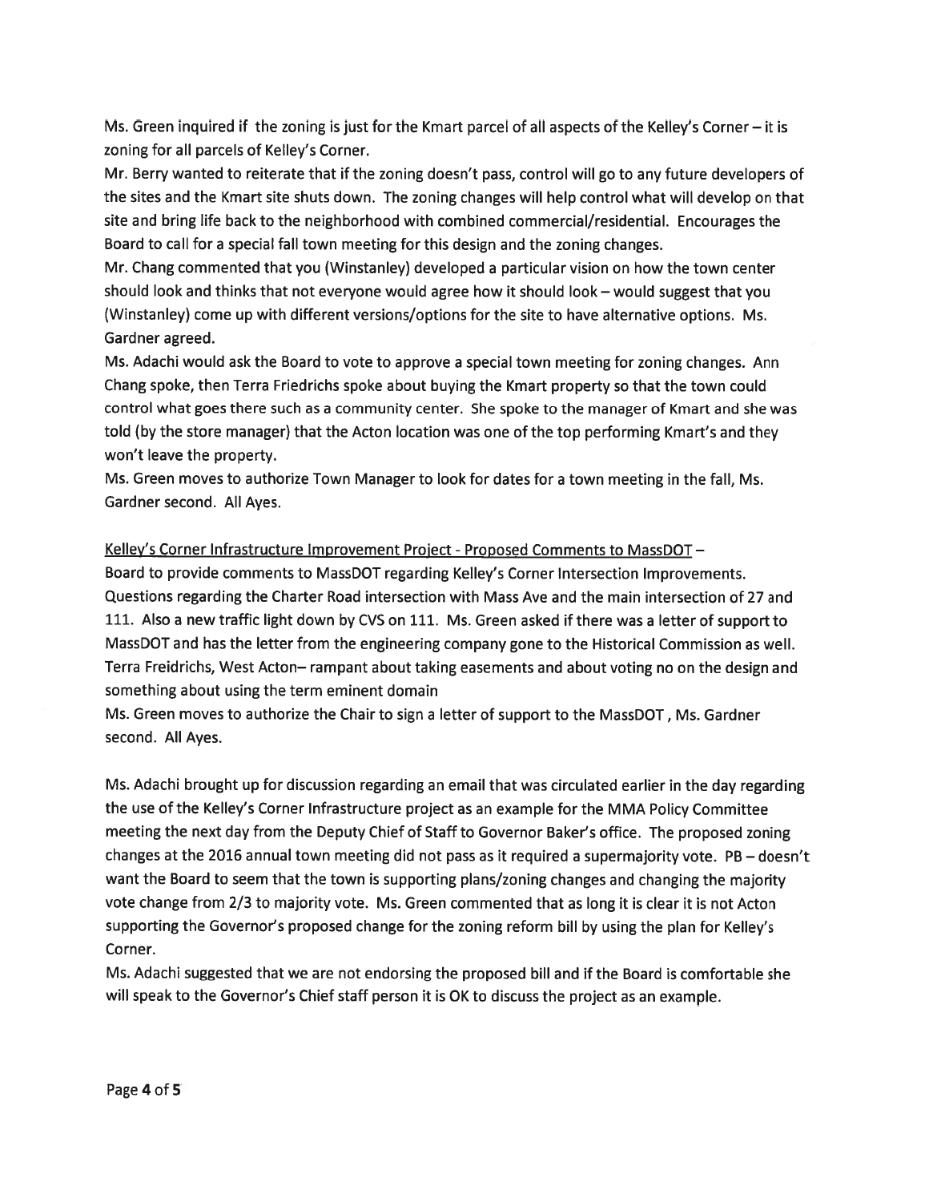Ms. Green inquired if the zoning is just for the Kmart parcel of all aspects of the Kelley's Corner – it is zoning for all parcels of Kelley's Corner.

Mr. Berry wanted to reiterate that if the zoning doesn't pass, control will go to any future developers of the sites and the Kmart site shuts down. The zoning changes will help control what will develop on that site and bring life back to the neighborhood with combined commercial/residential. Encourages the Board to call for a special fall town meeting for this design and the zoning changes.

Mr. Chang commented that you (Winstanley) developed a particular vision on how the town center should look and thinks that not everyone would agree how it should look – would suggest that you (Winstanley) come up with different versions/options for the site to have alternative options. Ms. Gardner agreed.

Ms. Adachi would ask the Board to vote to approve a special town meeting for zoning changes. Ann Chang spoke, then Terra Friedrichs spoke about buying the Kmart property so that the town could control what goes there such as a community center. She spoke to the manager of Kmart and she was told (by the store manager) that the Acton location was one of the top performing Kmart's and they won't leave the property.

Ms. Green moves to authorize Town Manager to look for dates for a town meeting in the fall, Ms. Gardner second. All Ayes.

Kelley's Corner Infrastructure Improvement Project - Proposed Comments to MassDOT –

Board to provide comments to MassDOT regarding Kelley's Corner Intersection Improvements. Questions regarding the Charter Road intersection with Mass Ave and the main intersection of 27 and 111. Also a new traffic light down by CVS on 111. Ms. Green asked if there was a letter of support to MassDOT and has the letter from the engineering company gone to the Historical Commission as well. Terra Freidrichs, West Acton– rampant about taking easements and about voting no on the design and something about using the term eminent domain

Ms. Green moves to authorize the Chair to sign a letter of support to the MassDOT , Ms. Gardner second. All Ayes.

Ms. Adachi brought up for discussion regarding an email that was circulated earlier in the day regarding the use of the Kelley's Corner Infrastructure project as an example for the MMA Policy Committee meeting the next day from the Deputy Chief of Staff to Governor Baker's office. The proposed zoning changes at the 2016 annual town meeting did not pass as it required a supermajority vote. PB – doesn't want the Board to seem that the town is supporting plans/zoning changes and changing the majority vote change from 2/3 to majority vote. Ms. Green commented that as long it is clear it is not Acton supporting the Governor's proposed change for the zoning reform bill by using the plan for Kelley's Corner.

Ms. Adachi suggested that we are not endorsing the proposed bill and if the Board is comfortable she will speak to the Governor's Chief staff person it is OK to discuss the project as an example.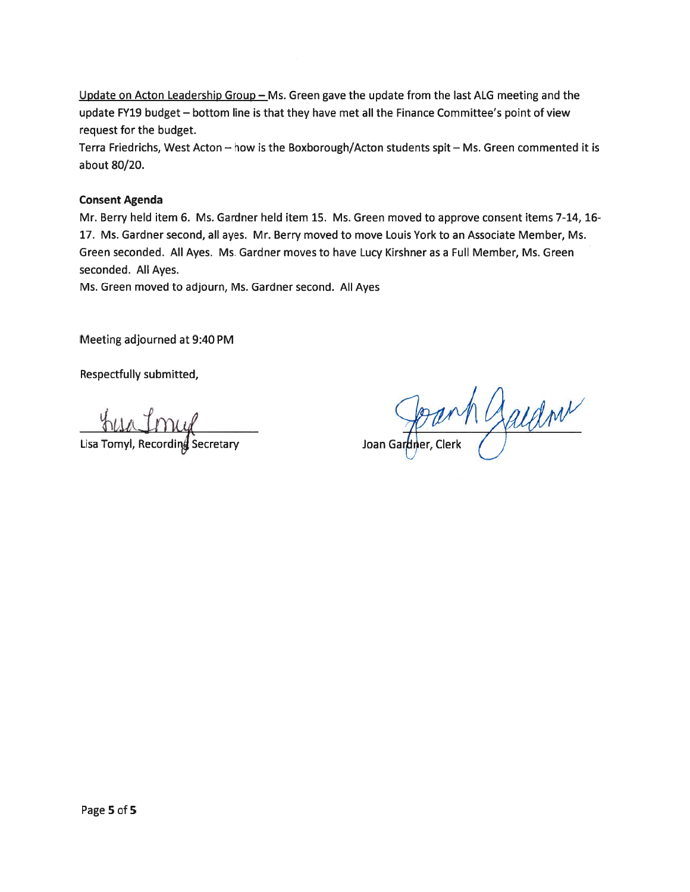Update on Acton Leadership Group – Ms. Green gave the update from the last ALG meeting and the update FY19 budget – bottom line is that they have met all the Finance Committee's point of view request for the budget.
Terra Friedrichs, West Acton – how is the Boxborough/Acton students spit – Ms. Green commented it is about 80/20.

**Consent Agenda**

Mr. Berry held item 6. Ms. Gardner held item 15. Ms. Green moved to approve consent items 7-14, 16-17. Ms. Gardner second, all ayes. Mr. Berry moved to move Louis York to an Associate Member, Ms. Green seconded. All Ayes. Ms. Gardner moves to have Lucy Kirshner as a Full Member, Ms. Green seconded. All Ayes.
Ms. Green moved to adjourn, Ms. Gardner second. All Ayes

Meeting adjourned at 9:40 PM

Respectfully submitted,

Lisa Tomyl, Recording Secretary

Joan Gardner, Clerk